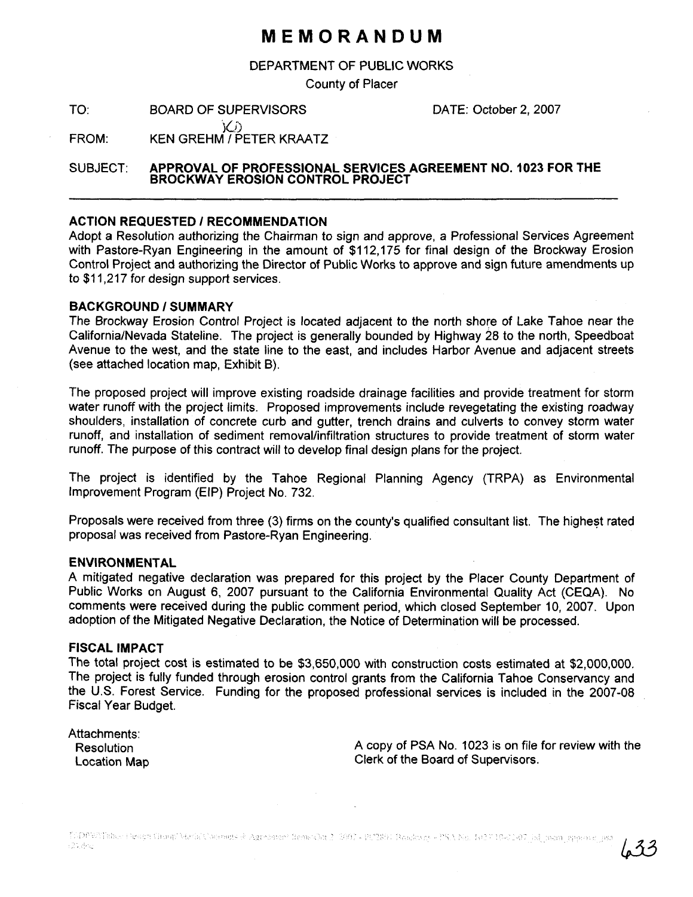# MEMORANDUM

DEPARTMENT OF PUBLIC WORKS

County of Placer

TO: BOARD OF SUPERVISORS DATE: October 2, 2007

FROM: KEN GREHM / PETER KRAATZ

SUBJECT: **APPROVAL OF PROFESSIONAL SERVICES AGREEMENT NO. 1023 FOR THE BROCKWAY EROSION CONTROL PROJECT**

---

## ACTION REQUESTED / RECOMMENDATION

Adopt a Resolution authorizing the Chairman to sign and approve, a Professional Services Agreement with Pastore-Ryan Engineering in the amount of $112,175 for final design of the Brockway Erosion Control Project and authorizing the Director of Public Works to approve and sign future amendments up to $11,217 for design support services.

## BACKGROUND / SUMMARY

The Brockway Erosion Control Project is located adjacent to the north shore of Lake Tahoe near the California/Nevada Stateline. The project is generally bounded by Highway 28 to the north, Speedboat Avenue to the west, and the state line to the east, and includes Harbor Avenue and adjacent streets (see attached location map, Exhibit B).

The proposed project will improve existing roadside drainage facilities and provide treatment for storm water runoff with the project limits. Proposed improvements include revegetating the existing roadway shoulders, installation of concrete curb and gutter, trench drains and culverts to convey storm water runoff, and installation of sediment removal/infiltration structures to provide treatment of storm water runoff. The purpose of this contract will to develop final design plans for the project.

The project is identified by the Tahoe Regional Planning Agency (TRPA) as Environmental Improvement Program (EIP) Project No. 732.

Proposals were received from three (3) firms on the county's qualified consultant list. The highest rated proposal was received from Pastore-Ryan Engineering.

## ENVIRONMENTAL

A mitigated negative declaration was prepared for this project by the Placer County Department of Public Works on August 6, 2007 pursuant to the California Environmental Quality Act (CEQA). No comments were received during the public comment period, which closed September 10, 2007. Upon adoption of the Mitigated Negative Declaration, the Notice of Determination will be processed.

## FISCAL IMPACT

The total project cost is estimated to be $3,650,000 with construction costs estimated at $2,000,000. The project is fully funded through erosion control grants from the California Tahoe Conservancy and the U.S. Forest Service. Funding for the proposed professional services is included in the 2007-08 Fiscal Year Budget.

Attachments:
Resolution
Location Map

A copy of PSA No. 1023 is on file for review with the Clerk of the Board of Supervisors.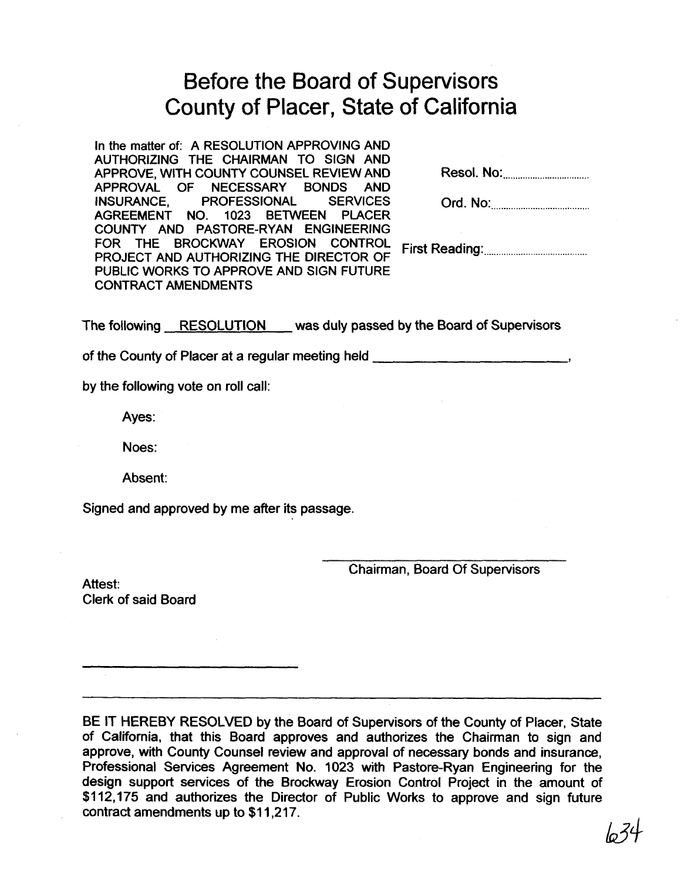# Before the Board of Supervisors County of Placer, State of California

In the matter of: A RESOLUTION APPROVING AND AUTHORIZING THE CHAIRMAN TO SIGN AND APPROVE, WITH COUNTY COUNSEL REVIEW AND APPROVAL OF NECESSARY BONDS AND INSURANCE, PROFESSIONAL SERVICES AGREEMENT NO. 1023 BETWEEN PLACER COUNTY AND PASTORE-RYAN ENGINEERING FOR THE BROCKWAY EROSION CONTROL PROJECT AND AUTHORIZING THE DIRECTOR OF PUBLIC WORKS TO APPROVE AND SIGN FUTURE CONTRACT AMENDMENTS

Resol. No:..................................

Ord. No:..................................

First Reading:..................................

The following RESOLUTION was duly passed by the Board of Supervisors of the County of Placer at a regular meeting held \_\_\_\_\_\_\_\_\_\_\_\_\_\_\_\_\_\_\_\_\_\_\_\_,

by the following vote on roll call:

Ayes:

Noes:

Absent:

Signed and approved by me after its passage.

\_\_\_\_\_\_\_\_\_\_\_\_\_\_\_\_\_\_\_\_\_\_\_\_\_\_\_\_
Chairman, Board Of Supervisors

Attest:
Clerk of said Board

\_\_\_\_\_\_\_\_\_\_\_\_\_\_\_\_\_\_\_\_\_\_\_\_\_\_\_\_

---

BE IT HEREBY RESOLVED by the Board of Supervisors of the County of Placer, State of California, that this Board approves and authorizes the Chairman to sign and approve, with County Counsel review and approval of necessary bonds and insurance, Professional Services Agreement No. 1023 with Pastore-Ryan Engineering for the design support services of the Brockway Erosion Control Project in the amount of $112,175 and authorizes the Director of Public Works to approve and sign future contract amendments up to $11,217.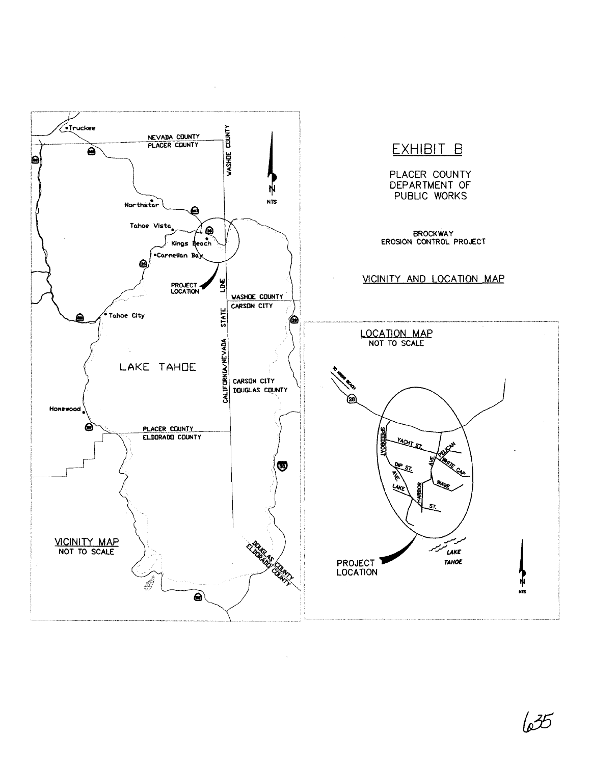# EXHIBIT B

PLACER COUNTY DEPARTMENT OF PUBLIC WORKS

BROCKWAY EROSION CONTROL PROJECT

## VICINITY AND LOCATION MAP

Truckee

NEVADA COUNTY

PLACER COUNTY

WASHOE COUNTY

Northstar

Tahoe Vista

Kings Beach

Carnelian Bay

PROJECT LOCATION

WASHOE COUNTY

CARSON CITY

Tahoe City

LAKE TAHOE

CALIFORNIA/NEVADA STATE LINE

CARSON CITY

DOUGLAS COUNTY

Homewood

PLACER COUNTY

ELDORADO COUNTY

DOUGLAS COUNTY

ELDORADO COUNTY

VICINITY MAP
NOT TO SCALE

NTS

LOCATION MAP
NOT TO SCALE

TO KINGS BEACH

SPEEDBOAT

YACHT ST.

PELICAN AVE.

WHITE CAP

DIP ST.

LAKE AVE.

HARBOR ST.

WAVE

LAKE TAHOE

PROJECT LOCATION

NTS